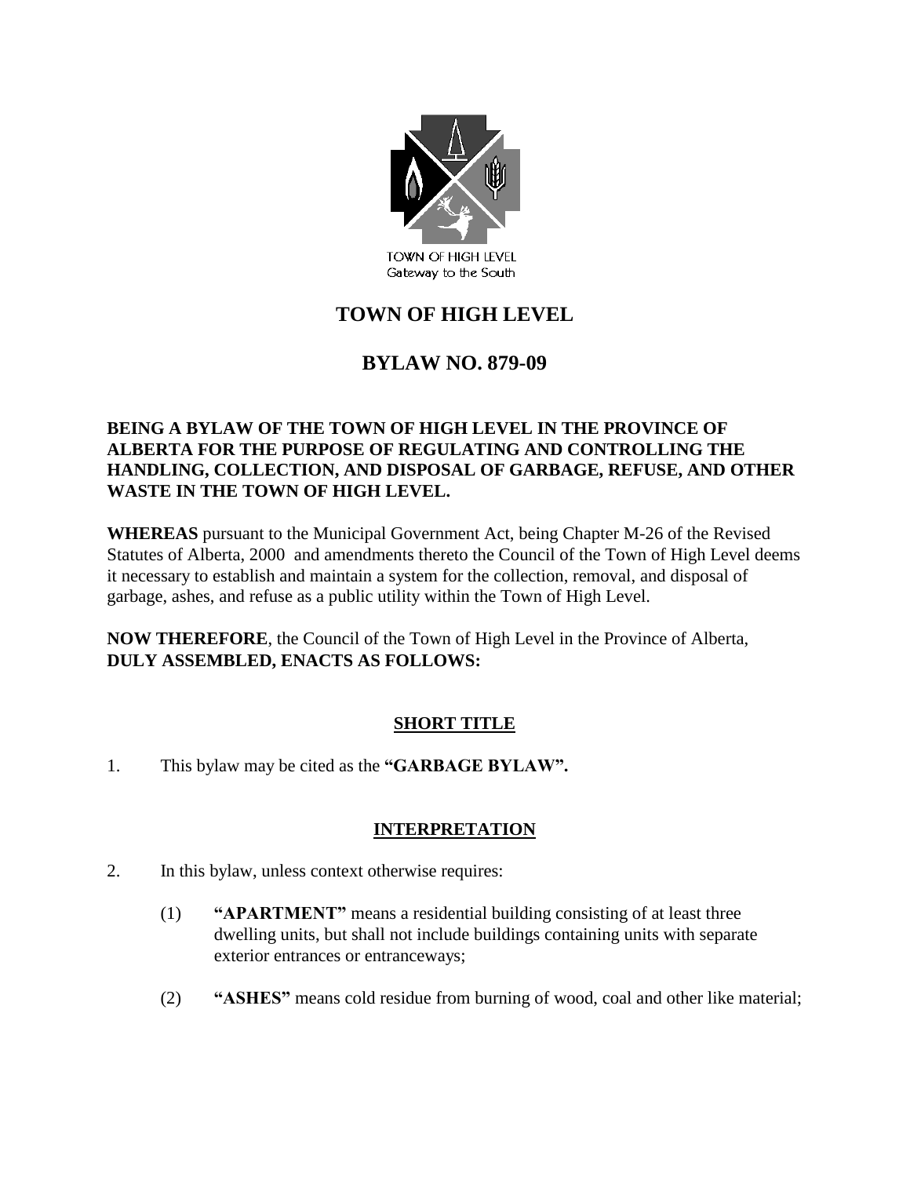TOWN OF HIGH LEVEL
Gateway to the South

# TOWN OF HIGH LEVEL

# BYLAW NO. 879-09

**BEING A BYLAW OF THE TOWN OF HIGH LEVEL IN THE PROVINCE OF ALBERTA FOR THE PURPOSE OF REGULATING AND CONTROLLING THE HANDLING, COLLECTION, AND DISPOSAL OF GARBAGE, REFUSE, AND OTHER WASTE IN THE TOWN OF HIGH LEVEL.**

**WHEREAS** pursuant to the Municipal Government Act, being Chapter M-26 of the Revised Statutes of Alberta, 2000 and amendments thereto the Council of the Town of High Level deems it necessary to establish and maintain a system for the collection, removal, and disposal of garbage, ashes, and refuse as a public utility within the Town of High Level.

**NOW THEREFORE**, the Council of the Town of High Level in the Province of Alberta, **DULY ASSEMBLED, ENACTS AS FOLLOWS:**

## SHORT TITLE

1. This bylaw may be cited as the **"GARBAGE BYLAW".**

## INTERPRETATION

2. In this bylaw, unless context otherwise requires:

   (1) **"APARTMENT"** means a residential building consisting of at least three dwelling units, but shall not include buildings containing units with separate exterior entrances or entranceways;

   (2) **"ASHES"** means cold residue from burning of wood, coal and other like material;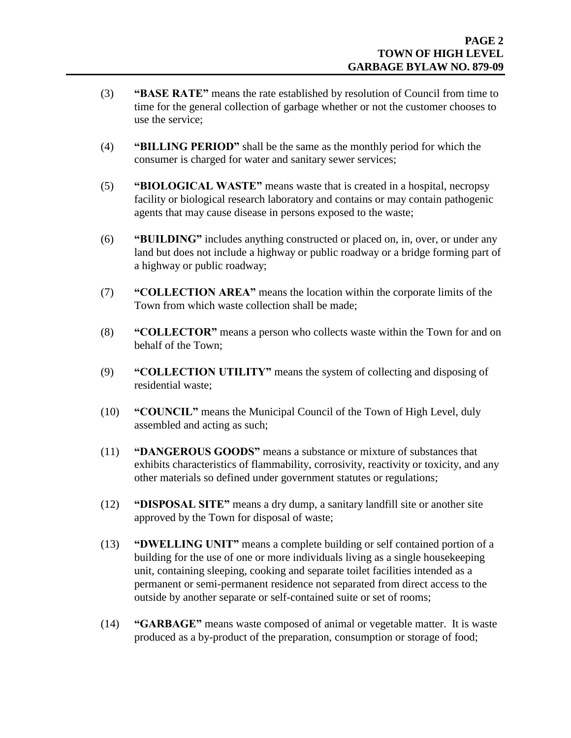(3) **"BASE RATE"** means the rate established by resolution of Council from time to time for the general collection of garbage whether or not the customer chooses to use the service;

(4) **"BILLING PERIOD"** shall be the same as the monthly period for which the consumer is charged for water and sanitary sewer services;

(5) **"BIOLOGICAL WASTE"** means waste that is created in a hospital, necropsy facility or biological research laboratory and contains or may contain pathogenic agents that may cause disease in persons exposed to the waste;

(6) **"BUILDING"** includes anything constructed or placed on, in, over, or under any land but does not include a highway or public roadway or a bridge forming part of a highway or public roadway;

(7) **"COLLECTION AREA"** means the location within the corporate limits of the Town from which waste collection shall be made;

(8) **"COLLECTOR"** means a person who collects waste within the Town for and on behalf of the Town;

(9) **"COLLECTION UTILITY"** means the system of collecting and disposing of residential waste;

(10) **"COUNCIL"** means the Municipal Council of the Town of High Level, duly assembled and acting as such;

(11) **"DANGEROUS GOODS"** means a substance or mixture of substances that exhibits characteristics of flammability, corrosivity, reactivity or toxicity, and any other materials so defined under government statutes or regulations;

(12) **"DISPOSAL SITE"** means a dry dump, a sanitary landfill site or another site approved by the Town for disposal of waste;

(13) **"DWELLING UNIT"** means a complete building or self contained portion of a building for the use of one or more individuals living as a single housekeeping unit, containing sleeping, cooking and separate toilet facilities intended as a permanent or semi-permanent residence not separated from direct access to the outside by another separate or self-contained suite or set of rooms;

(14) **"GARBAGE"** means waste composed of animal or vegetable matter. It is waste produced as a by-product of the preparation, consumption or storage of food;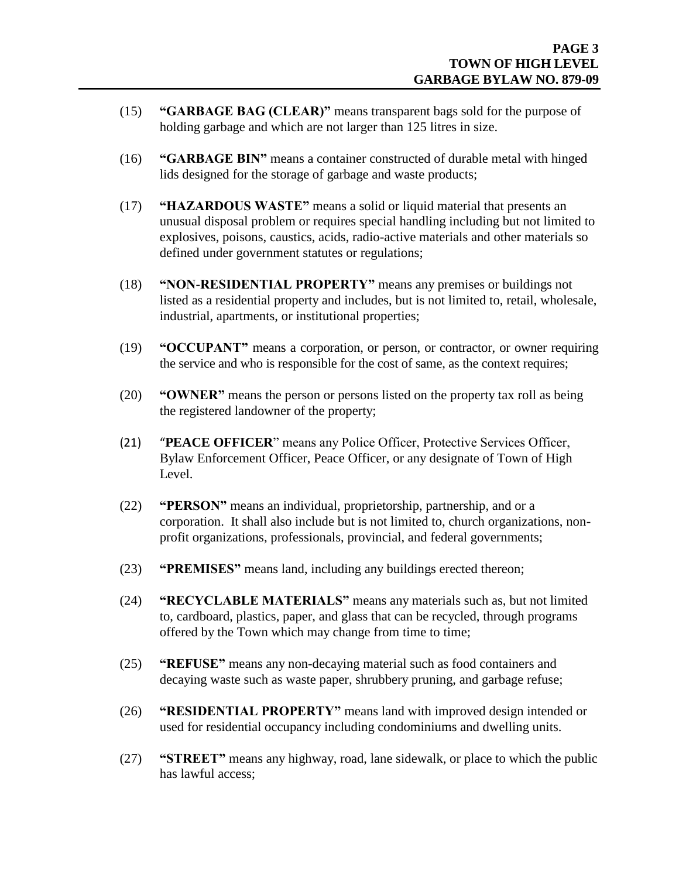(15) **"GARBAGE BAG (CLEAR)"** means transparent bags sold for the purpose of holding garbage and which are not larger than 125 litres in size.

(16) **"GARBAGE BIN"** means a container constructed of durable metal with hinged lids designed for the storage of garbage and waste products;

(17) **"HAZARDOUS WASTE"** means a solid or liquid material that presents an unusual disposal problem or requires special handling including but not limited to explosives, poisons, caustics, acids, radio-active materials and other materials so defined under government statutes or regulations;

(18) **"NON-RESIDENTIAL PROPERTY"** means any premises or buildings not listed as a residential property and includes, but is not limited to, retail, wholesale, industrial, apartments, or institutional properties;

(19) **"OCCUPANT"** means a corporation, or person, or contractor, or owner requiring the service and who is responsible for the cost of same, as the context requires;

(20) **"OWNER"** means the person or persons listed on the property tax roll as being the registered landowner of the property;

(21) "**PEACE OFFICER**" means any Police Officer, Protective Services Officer, Bylaw Enforcement Officer, Peace Officer, or any designate of Town of High Level.

(22) **"PERSON"** means an individual, proprietorship, partnership, and or a corporation. It shall also include but is not limited to, church organizations, non-profit organizations, professionals, provincial, and federal governments;

(23) **"PREMISES"** means land, including any buildings erected thereon;

(24) **"RECYCLABLE MATERIALS"** means any materials such as, but not limited to, cardboard, plastics, paper, and glass that can be recycled, through programs offered by the Town which may change from time to time;

(25) **"REFUSE"** means any non-decaying material such as food containers and decaying waste such as waste paper, shrubbery pruning, and garbage refuse;

(26) **"RESIDENTIAL PROPERTY"** means land with improved design intended or used for residential occupancy including condominiums and dwelling units.

(27) **"STREET"** means any highway, road, lane sidewalk, or place to which the public has lawful access;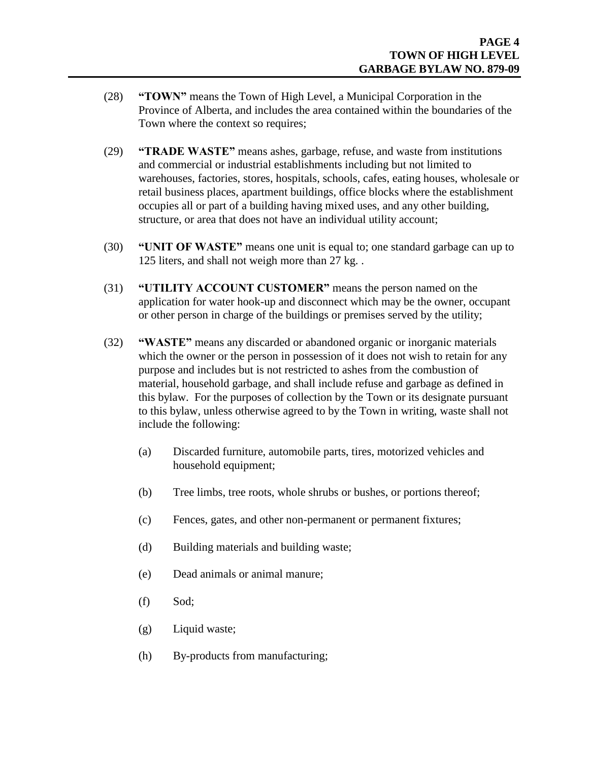(28) **"TOWN"** means the Town of High Level, a Municipal Corporation in the Province of Alberta, and includes the area contained within the boundaries of the Town where the context so requires;

(29) **"TRADE WASTE"** means ashes, garbage, refuse, and waste from institutions and commercial or industrial establishments including but not limited to warehouses, factories, stores, hospitals, schools, cafes, eating houses, wholesale or retail business places, apartment buildings, office blocks where the establishment occupies all or part of a building having mixed uses, and any other building, structure, or area that does not have an individual utility account;

(30) **"UNIT OF WASTE"** means one unit is equal to; one standard garbage can up to 125 liters, and shall not weigh more than 27 kg. .

(31) **"UTILITY ACCOUNT CUSTOMER"** means the person named on the application for water hook-up and disconnect which may be the owner, occupant or other person in charge of the buildings or premises served by the utility;

(32) **"WASTE"** means any discarded or abandoned organic or inorganic materials which the owner or the person in possession of it does not wish to retain for any purpose and includes but is not restricted to ashes from the combustion of material, household garbage, and shall include refuse and garbage as defined in this bylaw. For the purposes of collection by the Town or its designate pursuant to this bylaw, unless otherwise agreed to by the Town in writing, waste shall not include the following:

   (a) Discarded furniture, automobile parts, tires, motorized vehicles and household equipment;

   (b) Tree limbs, tree roots, whole shrubs or bushes, or portions thereof;

   (c) Fences, gates, and other non-permanent or permanent fixtures;

   (d) Building materials and building waste;

   (e) Dead animals or animal manure;

   (f) Sod;

   (g) Liquid waste;

   (h) By-products from manufacturing;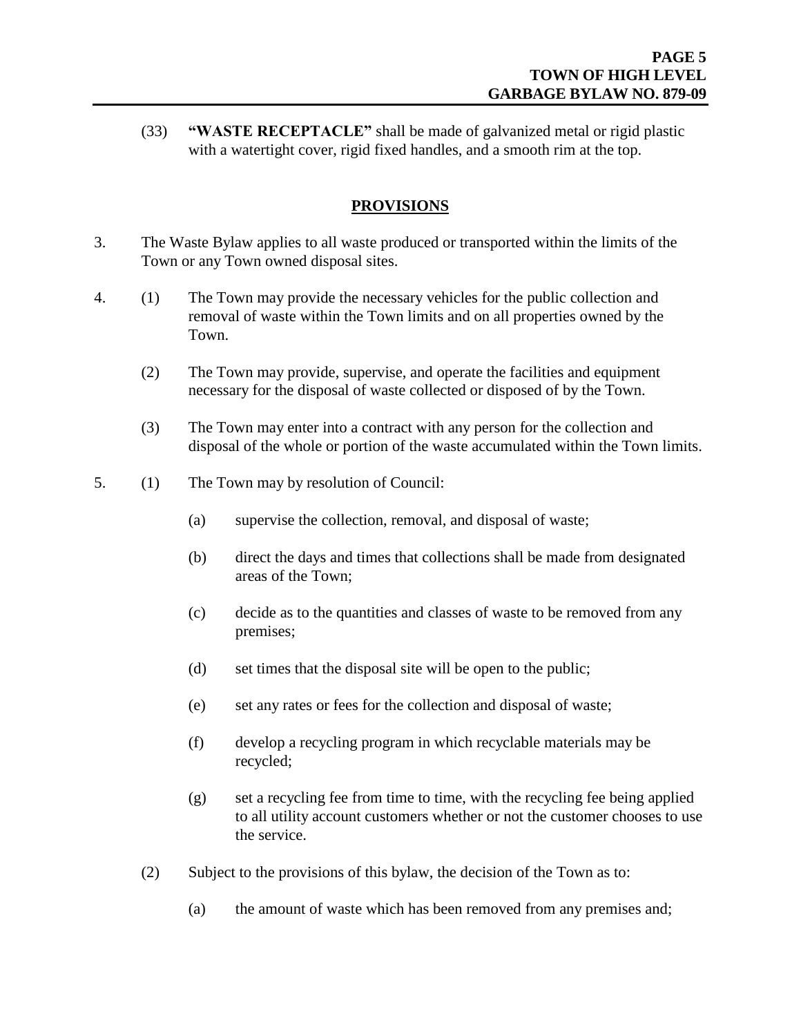(33) **"WASTE RECEPTACLE"** shall be made of galvanized metal or rigid plastic with a watertight cover, rigid fixed handles, and a smooth rim at the top.

## **PROVISIONS**

3. The Waste Bylaw applies to all waste produced or transported within the limits of the Town or any Town owned disposal sites.

4. (1) The Town may provide the necessary vehicles for the public collection and removal of waste within the Town limits and on all properties owned by the Town.

   (2) The Town may provide, supervise, and operate the facilities and equipment necessary for the disposal of waste collected or disposed of by the Town.

   (3) The Town may enter into a contract with any person for the collection and disposal of the whole or portion of the waste accumulated within the Town limits.

5. (1) The Town may by resolution of Council:

   (a) supervise the collection, removal, and disposal of waste;

   (b) direct the days and times that collections shall be made from designated areas of the Town;

   (c) decide as to the quantities and classes of waste to be removed from any premises;

   (d) set times that the disposal site will be open to the public;

   (e) set any rates or fees for the collection and disposal of waste;

   (f) develop a recycling program in which recyclable materials may be recycled;

   (g) set a recycling fee from time to time, with the recycling fee being applied to all utility account customers whether or not the customer chooses to use the service.

   (2) Subject to the provisions of this bylaw, the decision of the Town as to:

   (a) the amount of waste which has been removed from any premises and;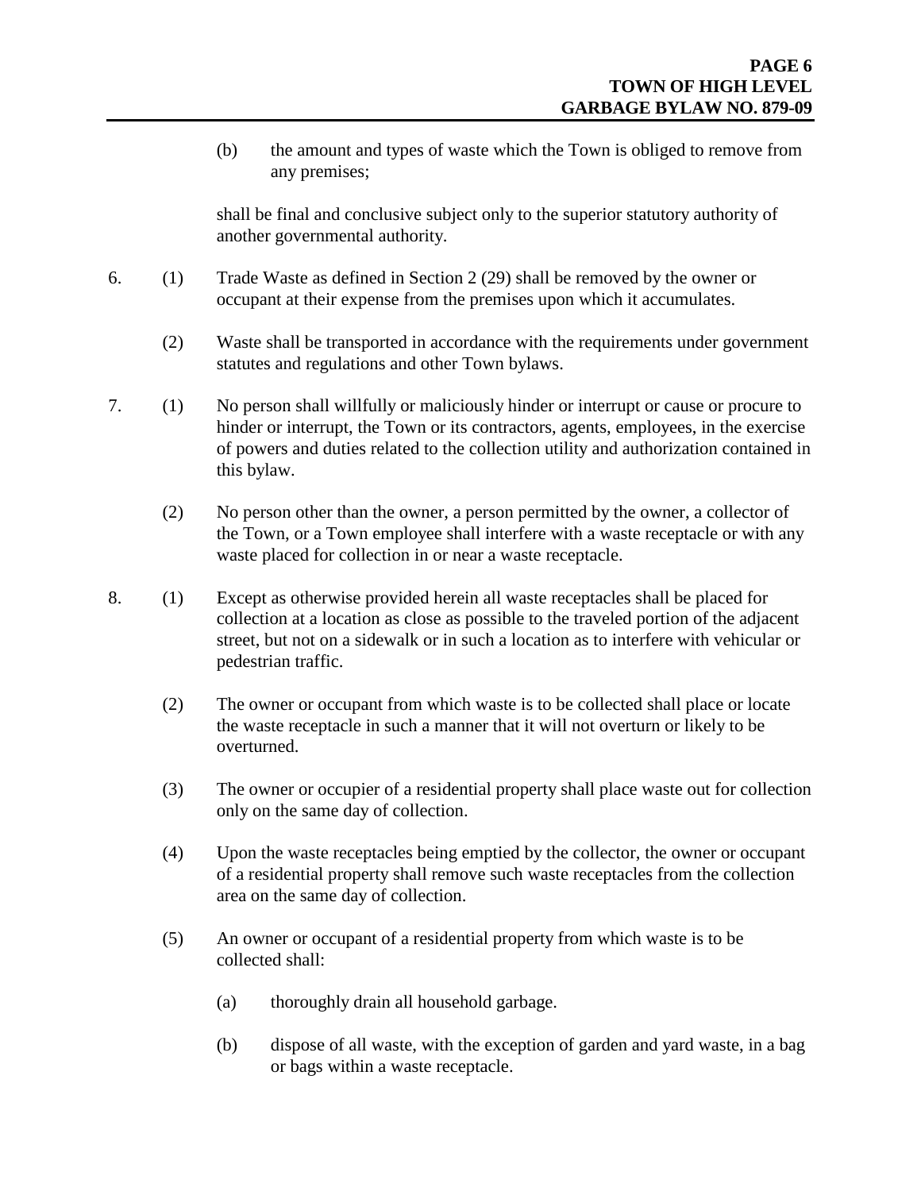(b) the amount and types of waste which the Town is obliged to remove from any premises;

shall be final and conclusive subject only to the superior statutory authority of another governmental authority.

6. (1) Trade Waste as defined in Section 2 (29) shall be removed by the owner or occupant at their expense from the premises upon which it accumulates.

(2) Waste shall be transported in accordance with the requirements under government statutes and regulations and other Town bylaws.

7. (1) No person shall willfully or maliciously hinder or interrupt or cause or procure to hinder or interrupt, the Town or its contractors, agents, employees, in the exercise of powers and duties related to the collection utility and authorization contained in this bylaw.

(2) No person other than the owner, a person permitted by the owner, a collector of the Town, or a Town employee shall interfere with a waste receptacle or with any waste placed for collection in or near a waste receptacle.

8. (1) Except as otherwise provided herein all waste receptacles shall be placed for collection at a location as close as possible to the traveled portion of the adjacent street, but not on a sidewalk or in such a location as to interfere with vehicular or pedestrian traffic.

(2) The owner or occupant from which waste is to be collected shall place or locate the waste receptacle in such a manner that it will not overturn or likely to be overturned.

(3) The owner or occupier of a residential property shall place waste out for collection only on the same day of collection.

(4) Upon the waste receptacles being emptied by the collector, the owner or occupant of a residential property shall remove such waste receptacles from the collection area on the same day of collection.

(5) An owner or occupant of a residential property from which waste is to be collected shall:

(a) thoroughly drain all household garbage.

(b) dispose of all waste, with the exception of garden and yard waste, in a bag or bags within a waste receptacle.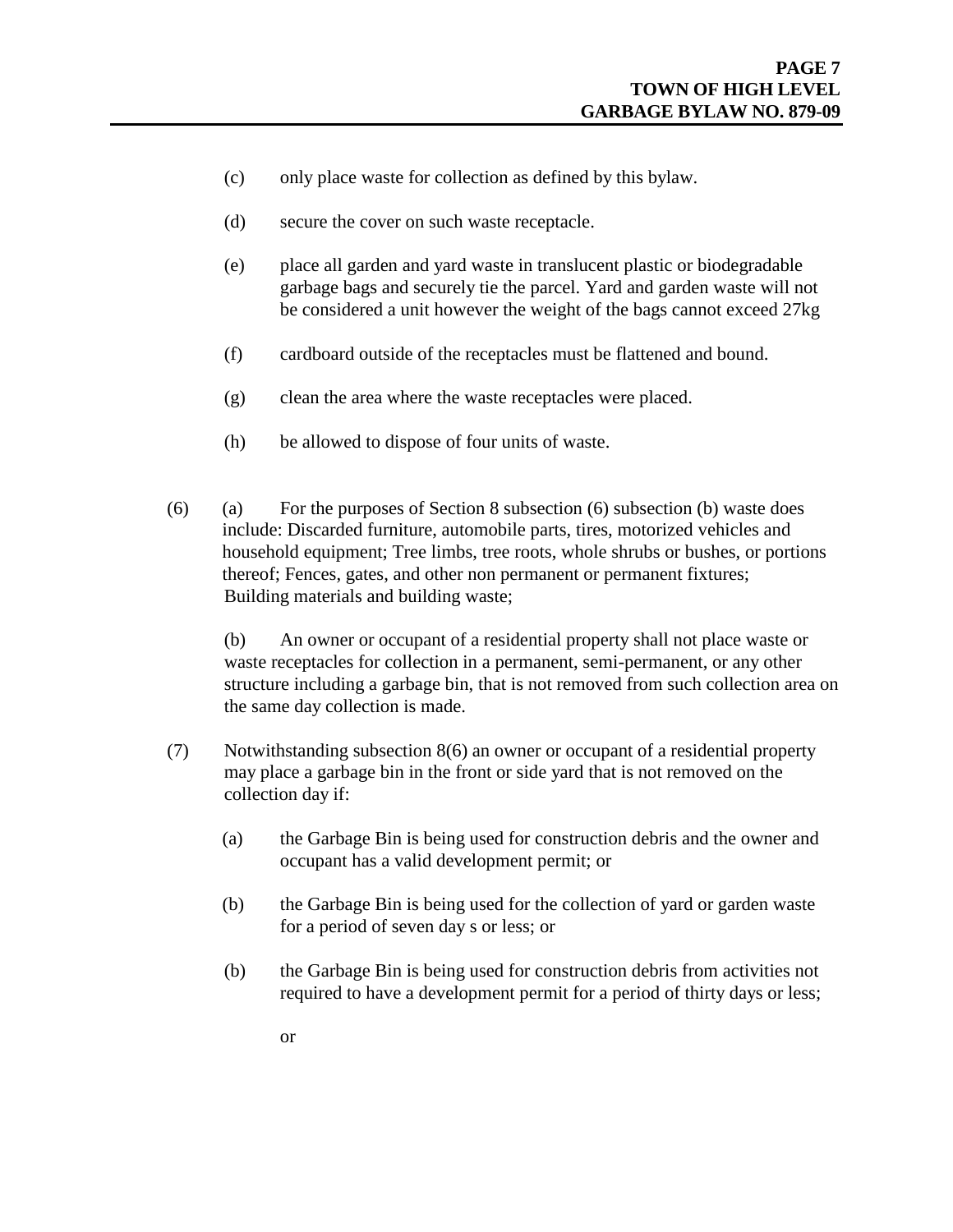(c) only place waste for collection as defined by this bylaw.

(d) secure the cover on such waste receptacle.

(e) place all garden and yard waste in translucent plastic or biodegradable garbage bags and securely tie the parcel. Yard and garden waste will not be considered a unit however the weight of the bags cannot exceed 27kg

(f) cardboard outside of the receptacles must be flattened and bound.

(g) clean the area where the waste receptacles were placed.

(h) be allowed to dispose of four units of waste.

(6) (a) For the purposes of Section 8 subsection (6) subsection (b) waste does include: Discarded furniture, automobile parts, tires, motorized vehicles and household equipment; Tree limbs, tree roots, whole shrubs or bushes, or portions thereof; Fences, gates, and other non permanent or permanent fixtures; Building materials and building waste;

(b) An owner or occupant of a residential property shall not place waste or waste receptacles for collection in a permanent, semi-permanent, or any other structure including a garbage bin, that is not removed from such collection area on the same day collection is made.

(7) Notwithstanding subsection 8(6) an owner or occupant of a residential property may place a garbage bin in the front or side yard that is not removed on the collection day if:

(a) the Garbage Bin is being used for construction debris and the owner and occupant has a valid development permit; or

(b) the Garbage Bin is being used for the collection of yard or garden waste for a period of seven day s or less; or

(b) the Garbage Bin is being used for construction debris from activities not required to have a development permit for a period of thirty days or less;

or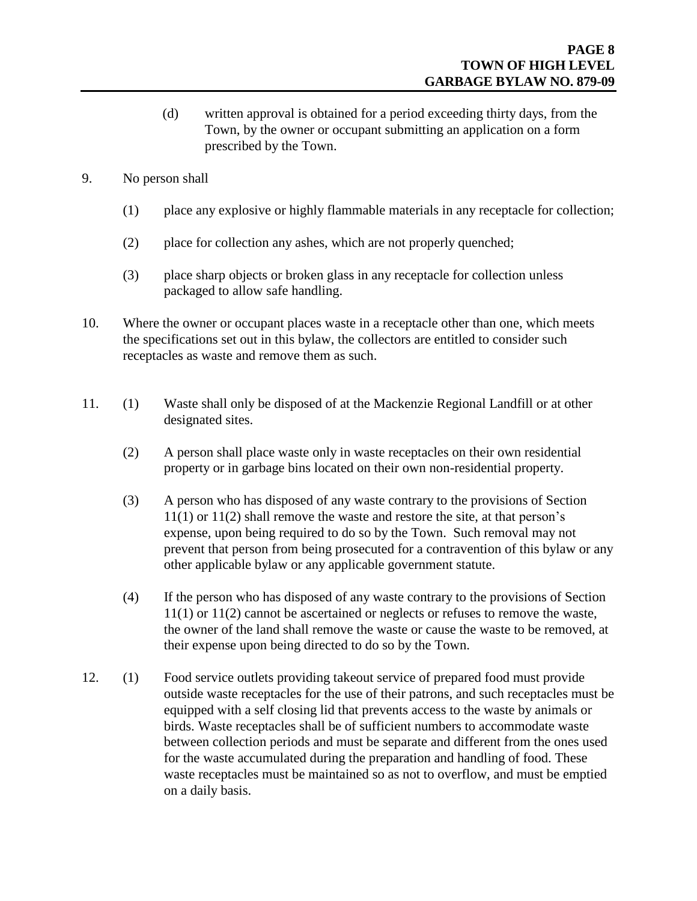(d) written approval is obtained for a period exceeding thirty days, from the Town, by the owner or occupant submitting an application on a form prescribed by the Town.

9. No person shall

 (1) place any explosive or highly flammable materials in any receptacle for collection;

 (2) place for collection any ashes, which are not properly quenched;

 (3) place sharp objects or broken glass in any receptacle for collection unless packaged to allow safe handling.

10. Where the owner or occupant places waste in a receptacle other than one, which meets the specifications set out in this bylaw, the collectors are entitled to consider such receptacles as waste and remove them as such.

11. (1) Waste shall only be disposed of at the Mackenzie Regional Landfill or at other designated sites.

 (2) A person shall place waste only in waste receptacles on their own residential property or in garbage bins located on their own non-residential property.

 (3) A person who has disposed of any waste contrary to the provisions of Section 11(1) or 11(2) shall remove the waste and restore the site, at that person's expense, upon being required to do so by the Town. Such removal may not prevent that person from being prosecuted for a contravention of this bylaw or any other applicable bylaw or any applicable government statute.

 (4) If the person who has disposed of any waste contrary to the provisions of Section 11(1) or 11(2) cannot be ascertained or neglects or refuses to remove the waste, the owner of the land shall remove the waste or cause the waste to be removed, at their expense upon being directed to do so by the Town.

12. (1) Food service outlets providing takeout service of prepared food must provide outside waste receptacles for the use of their patrons, and such receptacles must be equipped with a self closing lid that prevents access to the waste by animals or birds. Waste receptacles shall be of sufficient numbers to accommodate waste between collection periods and must be separate and different from the ones used for the waste accumulated during the preparation and handling of food. These waste receptacles must be maintained so as not to overflow, and must be emptied on a daily basis.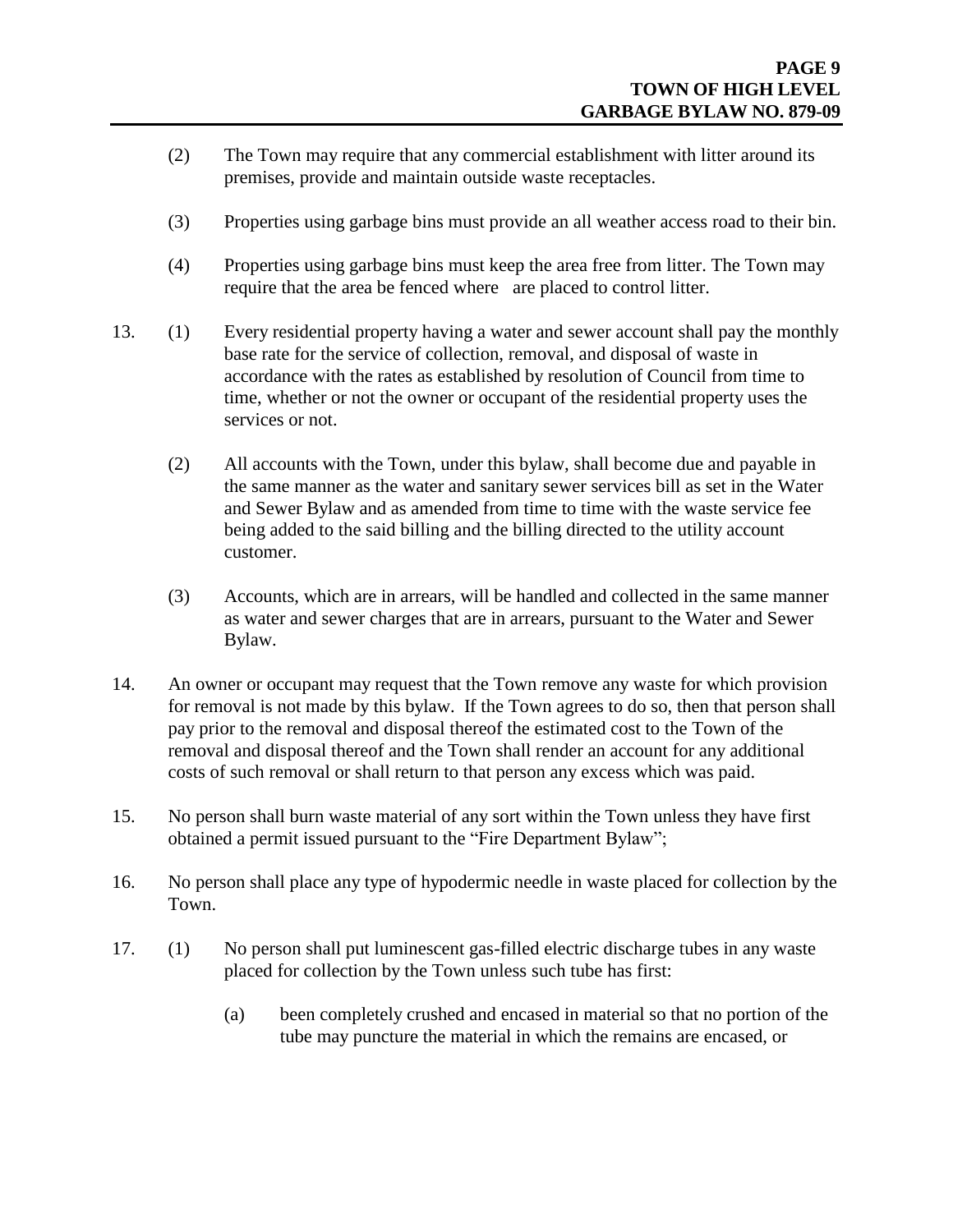(2) The Town may require that any commercial establishment with litter around its premises, provide and maintain outside waste receptacles.

(3) Properties using garbage bins must provide an all weather access road to their bin.

(4) Properties using garbage bins must keep the area free from litter. The Town may require that the area be fenced where are placed to control litter.

13. (1) Every residential property having a water and sewer account shall pay the monthly base rate for the service of collection, removal, and disposal of waste in accordance with the rates as established by resolution of Council from time to time, whether or not the owner or occupant of the residential property uses the services or not.

(2) All accounts with the Town, under this bylaw, shall become due and payable in the same manner as the water and sanitary sewer services bill as set in the Water and Sewer Bylaw and as amended from time to time with the waste service fee being added to the said billing and the billing directed to the utility account customer.

(3) Accounts, which are in arrears, will be handled and collected in the same manner as water and sewer charges that are in arrears, pursuant to the Water and Sewer Bylaw.

14. An owner or occupant may request that the Town remove any waste for which provision for removal is not made by this bylaw. If the Town agrees to do so, then that person shall pay prior to the removal and disposal thereof the estimated cost to the Town of the removal and disposal thereof and the Town shall render an account for any additional costs of such removal or shall return to that person any excess which was paid.

15. No person shall burn waste material of any sort within the Town unless they have first obtained a permit issued pursuant to the "Fire Department Bylaw";

16. No person shall place any type of hypodermic needle in waste placed for collection by the Town.

17. (1) No person shall put luminescent gas-filled electric discharge tubes in any waste placed for collection by the Town unless such tube has first:

(a) been completely crushed and encased in material so that no portion of the tube may puncture the material in which the remains are encased, or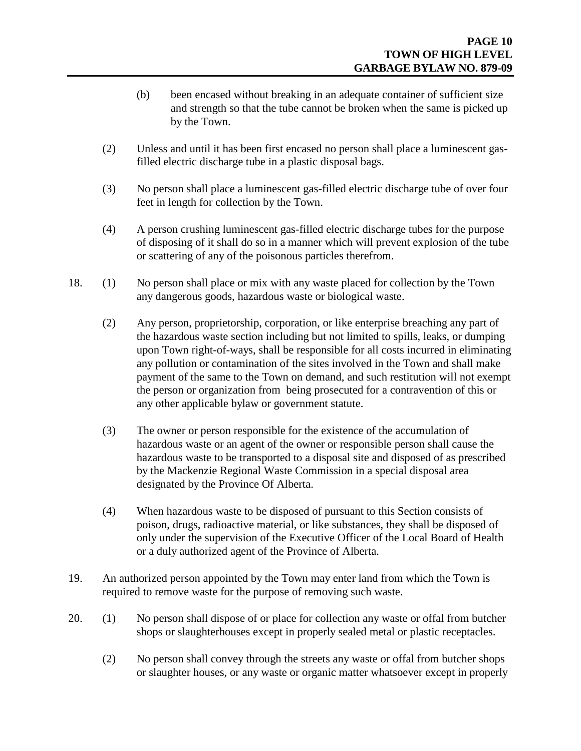(b) been encased without breaking in an adequate container of sufficient size and strength so that the tube cannot be broken when the same is picked up by the Town.

(2) Unless and until it has been first encased no person shall place a luminescent gas-filled electric discharge tube in a plastic disposal bags.

(3) No person shall place a luminescent gas-filled electric discharge tube of over four feet in length for collection by the Town.

(4) A person crushing luminescent gas-filled electric discharge tubes for the purpose of disposing of it shall do so in a manner which will prevent explosion of the tube or scattering of any of the poisonous particles therefrom.

18. (1) No person shall place or mix with any waste placed for collection by the Town any dangerous goods, hazardous waste or biological waste.

(2) Any person, proprietorship, corporation, or like enterprise breaching any part of the hazardous waste section including but not limited to spills, leaks, or dumping upon Town right-of-ways, shall be responsible for all costs incurred in eliminating any pollution or contamination of the sites involved in the Town and shall make payment of the same to the Town on demand, and such restitution will not exempt the person or organization from being prosecuted for a contravention of this or any other applicable bylaw or government statute.

(3) The owner or person responsible for the existence of the accumulation of hazardous waste or an agent of the owner or responsible person shall cause the hazardous waste to be transported to a disposal site and disposed of as prescribed by the Mackenzie Regional Waste Commission in a special disposal area designated by the Province Of Alberta.

(4) When hazardous waste to be disposed of pursuant to this Section consists of poison, drugs, radioactive material, or like substances, they shall be disposed of only under the supervision of the Executive Officer of the Local Board of Health or a duly authorized agent of the Province of Alberta.

19. An authorized person appointed by the Town may enter land from which the Town is required to remove waste for the purpose of removing such waste.

20. (1) No person shall dispose of or place for collection any waste or offal from butcher shops or slaughterhouses except in properly sealed metal or plastic receptacles.

(2) No person shall convey through the streets any waste or offal from butcher shops or slaughter houses, or any waste or organic matter whatsoever except in properly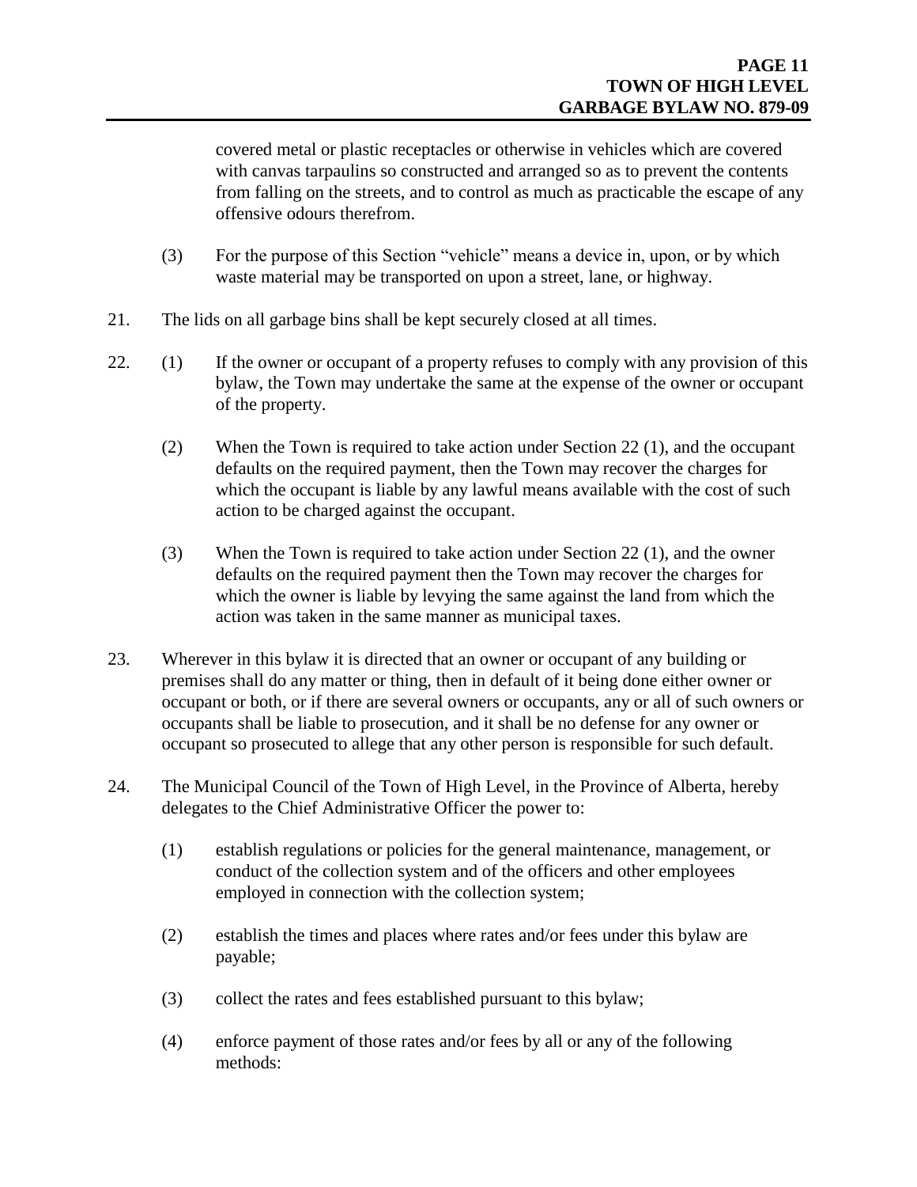covered metal or plastic receptacles or otherwise in vehicles which are covered with canvas tarpaulins so constructed and arranged so as to prevent the contents from falling on the streets, and to control as much as practicable the escape of any offensive odours therefrom.

(3) For the purpose of this Section "vehicle" means a device in, upon, or by which waste material may be transported on upon a street, lane, or highway.

21. The lids on all garbage bins shall be kept securely closed at all times.

22. (1) If the owner or occupant of a property refuses to comply with any provision of this bylaw, the Town may undertake the same at the expense of the owner or occupant of the property.

(2) When the Town is required to take action under Section 22 (1), and the occupant defaults on the required payment, then the Town may recover the charges for which the occupant is liable by any lawful means available with the cost of such action to be charged against the occupant.

(3) When the Town is required to take action under Section 22 (1), and the owner defaults on the required payment then the Town may recover the charges for which the owner is liable by levying the same against the land from which the action was taken in the same manner as municipal taxes.

23. Wherever in this bylaw it is directed that an owner or occupant of any building or premises shall do any matter or thing, then in default of it being done either owner or occupant or both, or if there are several owners or occupants, any or all of such owners or occupants shall be liable to prosecution, and it shall be no defense for any owner or occupant so prosecuted to allege that any other person is responsible for such default.

24. The Municipal Council of the Town of High Level, in the Province of Alberta, hereby delegates to the Chief Administrative Officer the power to:

(1) establish regulations or policies for the general maintenance, management, or conduct of the collection system and of the officers and other employees employed in connection with the collection system;

(2) establish the times and places where rates and/or fees under this bylaw are payable;

(3) collect the rates and fees established pursuant to this bylaw;

(4) enforce payment of those rates and/or fees by all or any of the following methods: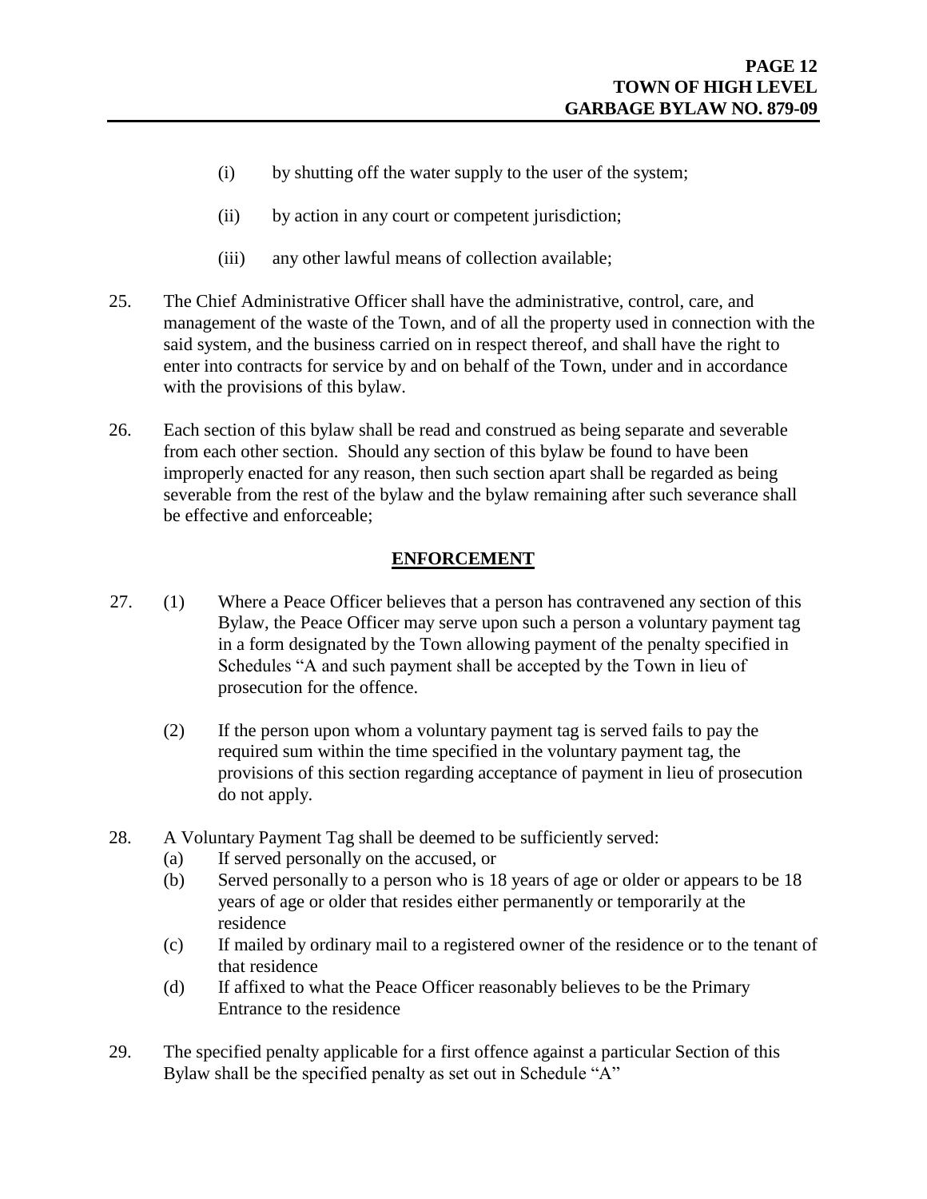(i) by shutting off the water supply to the user of the system;

(ii) by action in any court or competent jurisdiction;

(iii) any other lawful means of collection available;

25. The Chief Administrative Officer shall have the administrative, control, care, and management of the waste of the Town, and of all the property used in connection with the said system, and the business carried on in respect thereof, and shall have the right to enter into contracts for service by and on behalf of the Town, under and in accordance with the provisions of this bylaw.

26. Each section of this bylaw shall be read and construed as being separate and severable from each other section. Should any section of this bylaw be found to have been improperly enacted for any reason, then such section apart shall be regarded as being severable from the rest of the bylaw and the bylaw remaining after such severance shall be effective and enforceable;

## ENFORCEMENT

27. (1) Where a Peace Officer believes that a person has contravened any section of this Bylaw, the Peace Officer may serve upon such a person a voluntary payment tag in a form designated by the Town allowing payment of the penalty specified in Schedules "A and such payment shall be accepted by the Town in lieu of prosecution for the offence.

    (2) If the person upon whom a voluntary payment tag is served fails to pay the required sum within the time specified in the voluntary payment tag, the provisions of this section regarding acceptance of payment in lieu of prosecution do not apply.

28. A Voluntary Payment Tag shall be deemed to be sufficiently served:
    (a) If served personally on the accused, or
    (b) Served personally to a person who is 18 years of age or older or appears to be 18 years of age or older that resides either permanently or temporarily at the residence
    (c) If mailed by ordinary mail to a registered owner of the residence or to the tenant of that residence
    (d) If affixed to what the Peace Officer reasonably believes to be the Primary Entrance to the residence

29. The specified penalty applicable for a first offence against a particular Section of this Bylaw shall be the specified penalty as set out in Schedule "A"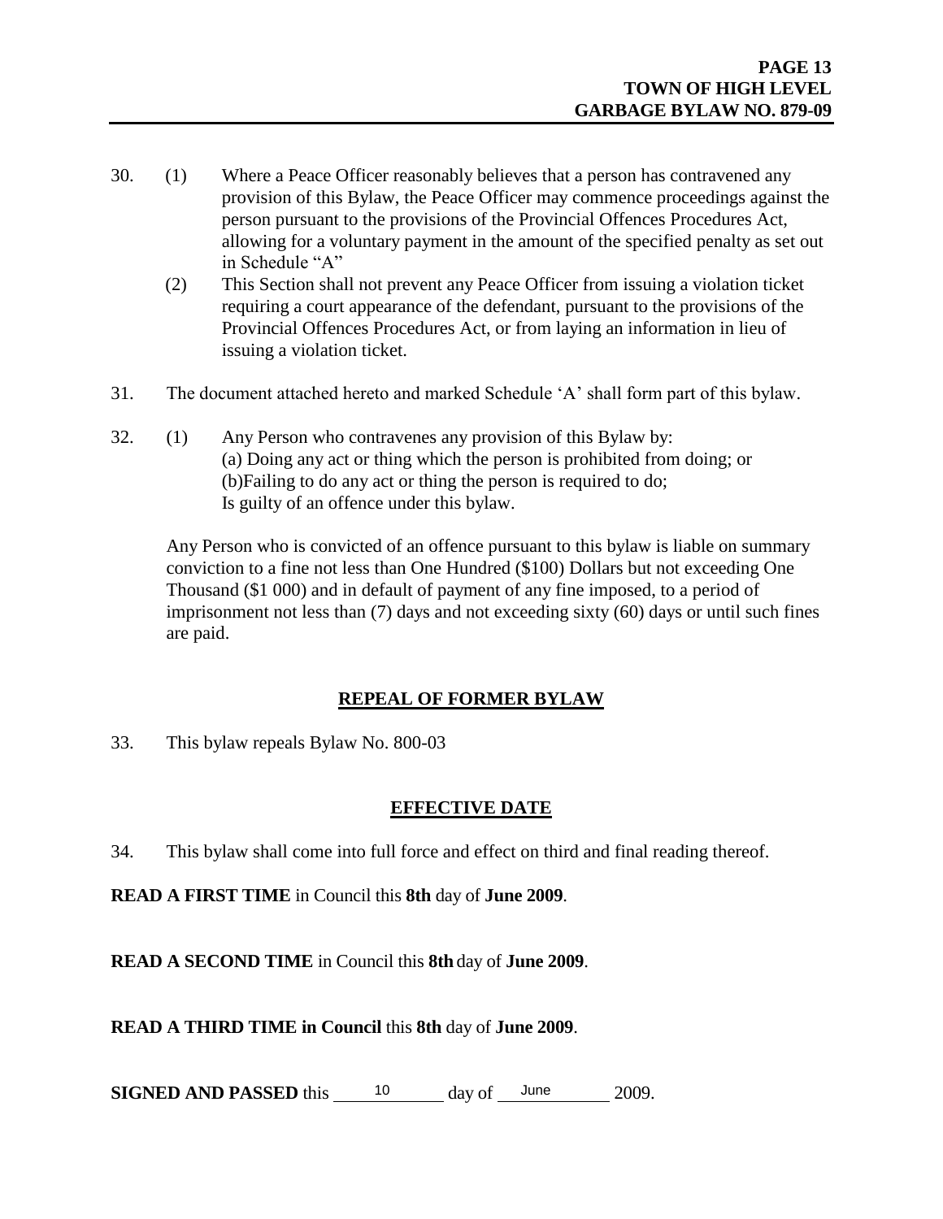30. (1) Where a Peace Officer reasonably believes that a person has contravened any provision of this Bylaw, the Peace Officer may commence proceedings against the person pursuant to the provisions of the Provincial Offences Procedures Act, allowing for a voluntary payment in the amount of the specified penalty as set out in Schedule "A"

    (2) This Section shall not prevent any Peace Officer from issuing a violation ticket requiring a court appearance of the defendant, pursuant to the provisions of the Provincial Offences Procedures Act, or from laying an information in lieu of issuing a violation ticket.

31. The document attached hereto and marked Schedule 'A' shall form part of this bylaw.

32. (1) Any Person who contravenes any provision of this Bylaw by:
    (a) Doing any act or thing which the person is prohibited from doing; or
    (b)Failing to do any act or thing the person is required to do;
    Is guilty of an offence under this bylaw.

    Any Person who is convicted of an offence pursuant to this bylaw is liable on summary conviction to a fine not less than One Hundred ($100) Dollars but not exceeding One Thousand ($1 000) and in default of payment of any fine imposed, to a period of imprisonment not less than (7) days and not exceeding sixty (60) days or until such fines are paid.

## REPEAL OF FORMER BYLAW

33. This bylaw repeals Bylaw No. 800-03

## EFFECTIVE DATE

34. This bylaw shall come into full force and effect on third and final reading thereof.

**READ A FIRST TIME** in Council this **8th** day of **June 2009**.

**READ A SECOND TIME** in Council this **8th** day of **June 2009**.

**READ A THIRD TIME in Council** this **8th** day of **June 2009**.

**SIGNED AND PASSED** this 10 day of June 2009.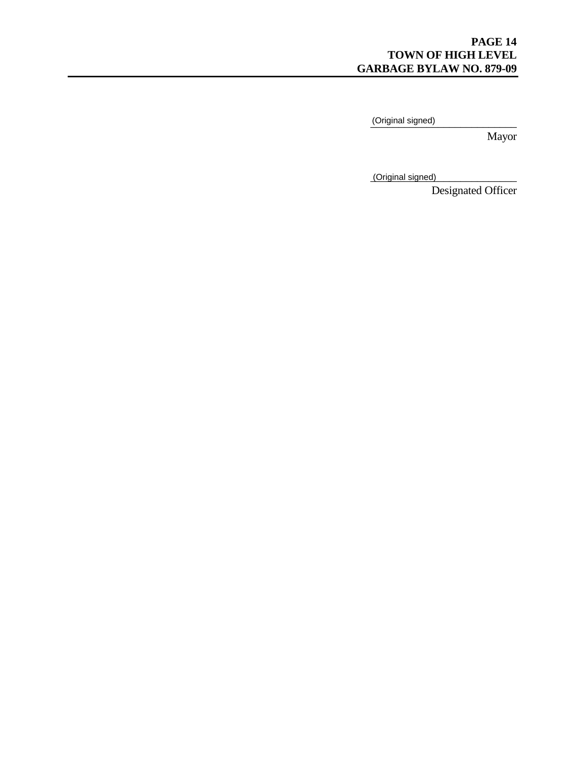(Original signed)

Mayor

(Original signed)

Designated Officer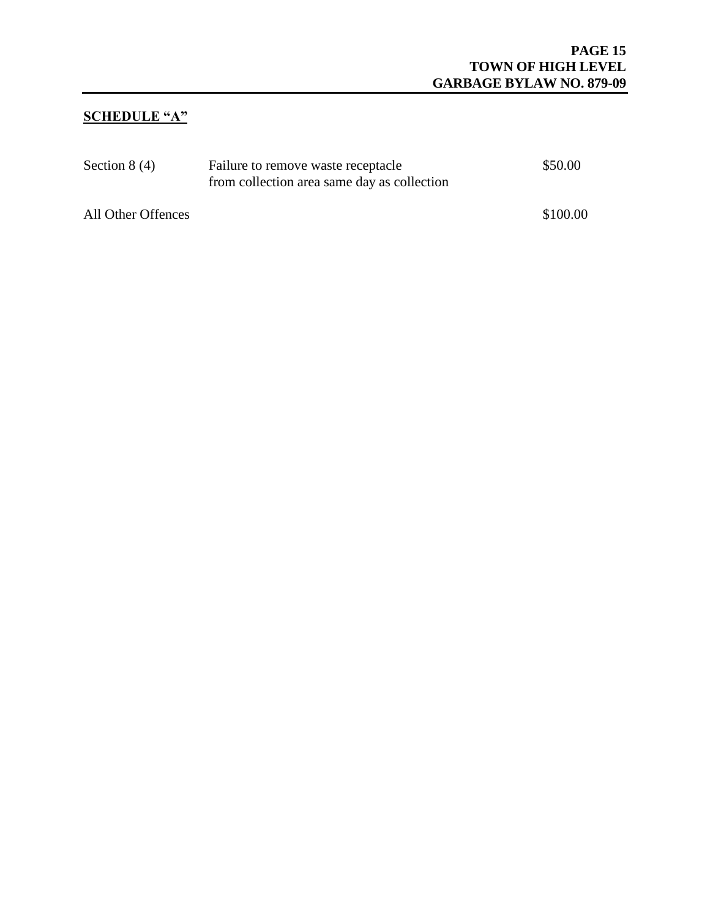## SCHEDULE "A"

| | | |
|---|---|---|
| Section 8 (4) | Failure to remove waste receptacle from collection area same day as collection | $50.00 |
| All Other Offences | | $100.00 |